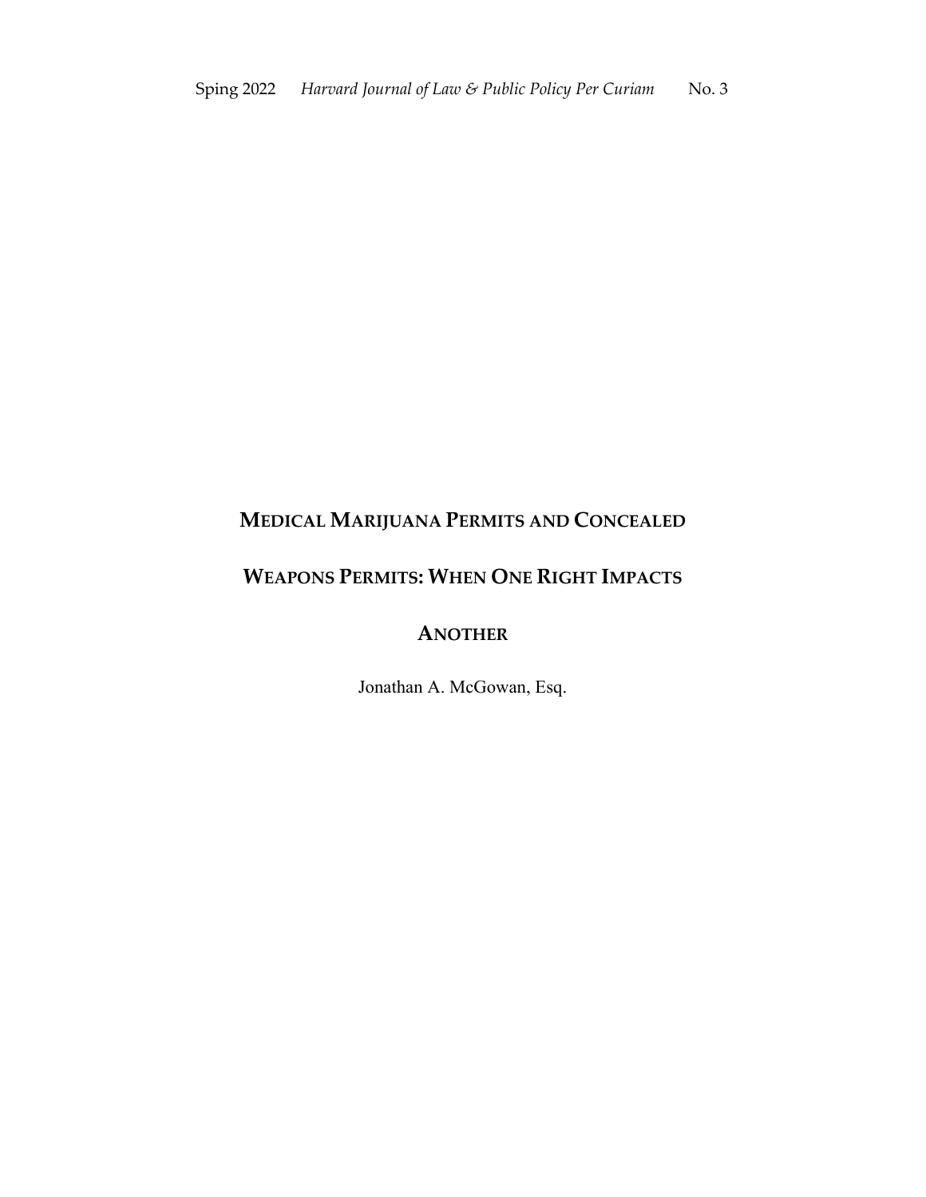# MEDICAL MARIJUANA PERMITS AND CONCEALED WEAPONS PERMITS: WHEN ONE RIGHT IMPACTS ANOTHER

Jonathan A. McGowan, Esq.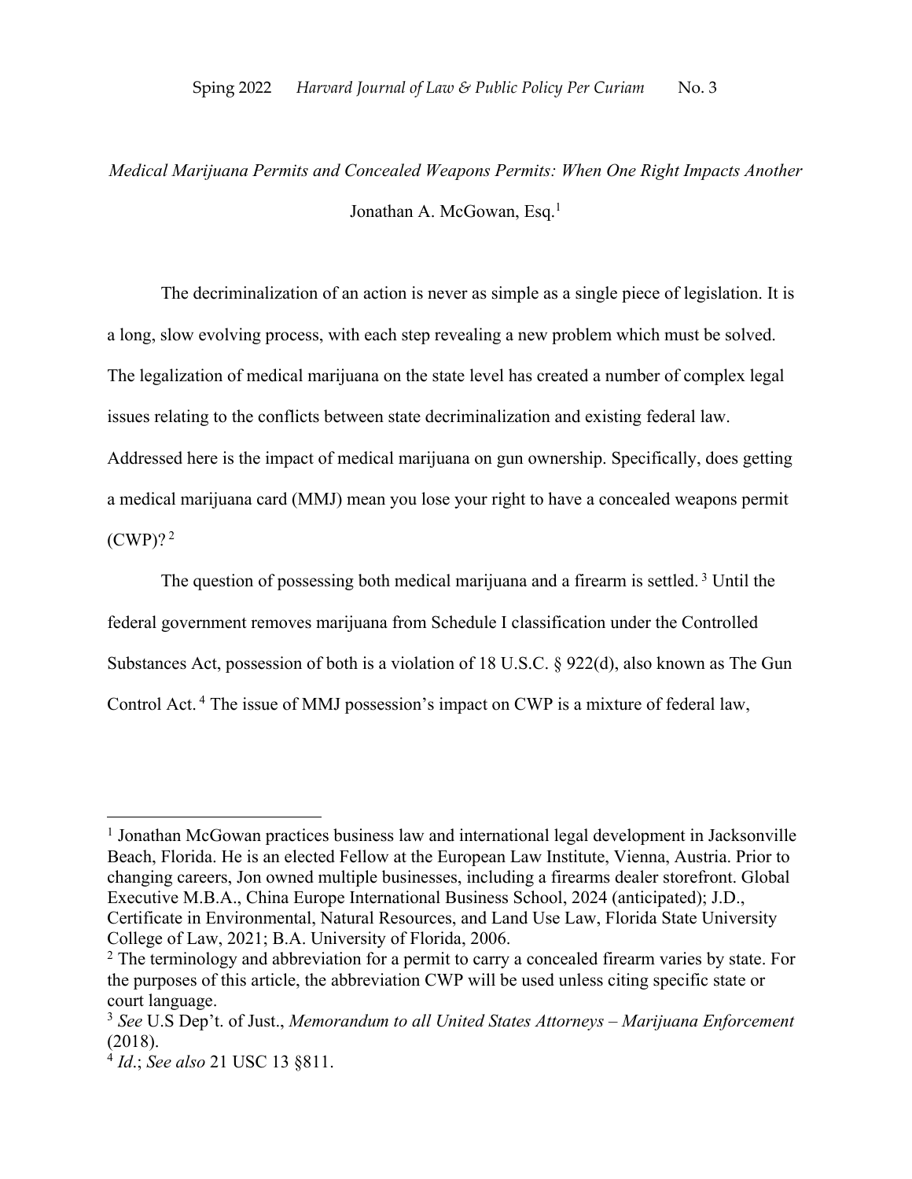*Medical Marijuana Permits and Concealed Weapons Permits: When One Right Impacts Another*

Jonathan A. McGowan, Esq.[1]

The decriminalization of an action is never as simple as a single piece of legislation. It is a long, slow evolving process, with each step revealing a new problem which must be solved. The legalization of medical marijuana on the state level has created a number of complex legal issues relating to the conflicts between state decriminalization and existing federal law. Addressed here is the impact of medical marijuana on gun ownership. Specifically, does getting a medical marijuana card (MMJ) mean you lose your right to have a concealed weapons permit (CWP)?[2]

The question of possessing both medical marijuana and a firearm is settled.[3] Until the federal government removes marijuana from Schedule I classification under the Controlled Substances Act, possession of both is a violation of 18 U.S.C. § 922(d), also known as The Gun Control Act.[4] The issue of MMJ possession's impact on CWP is a mixture of federal law,

---

[1] Jonathan McGowan practices business law and international legal development in Jacksonville Beach, Florida. He is an elected Fellow at the European Law Institute, Vienna, Austria. Prior to changing careers, Jon owned multiple businesses, including a firearms dealer storefront. Global Executive M.B.A., China Europe International Business School, 2024 (anticipated); J.D., Certificate in Environmental, Natural Resources, and Land Use Law, Florida State University College of Law, 2021; B.A. University of Florida, 2006.

[2] The terminology and abbreviation for a permit to carry a concealed firearm varies by state. For the purposes of this article, the abbreviation CWP will be used unless citing specific state or court language.

[3] *See* U.S Dep't. of Just., *Memorandum to all United States Attorneys – Marijuana Enforcement* (2018).

[4] *Id*.; *See also* 21 USC 13 §811.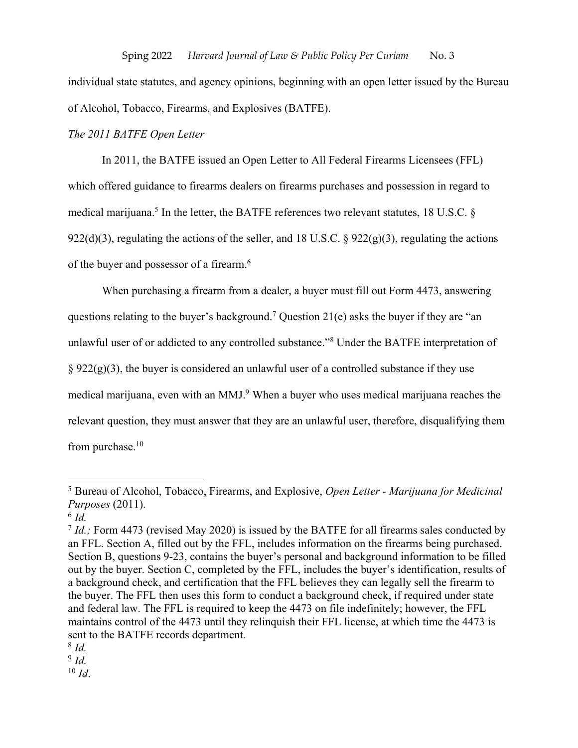individual state statutes, and agency opinions, beginning with an open letter issued by the Bureau of Alcohol, Tobacco, Firearms, and Explosives (BATFE).

*The 2011 BATFE Open Letter*

In 2011, the BATFE issued an Open Letter to All Federal Firearms Licensees (FFL) which offered guidance to firearms dealers on firearms purchases and possession in regard to medical marijuana.[5] In the letter, the BATFE references two relevant statutes, 18 U.S.C. § 922(d)(3), regulating the actions of the seller, and 18 U.S.C. § 922(g)(3), regulating the actions of the buyer and possessor of a firearm.[6]

When purchasing a firearm from a dealer, a buyer must fill out Form 4473, answering questions relating to the buyer's background.[7] Question 21(e) asks the buyer if they are "an unlawful user of or addicted to any controlled substance."[8] Under the BATFE interpretation of § 922(g)(3), the buyer is considered an unlawful user of a controlled substance if they use medical marijuana, even with an MMJ.[9] When a buyer who uses medical marijuana reaches the relevant question, they must answer that they are an unlawful user, therefore, disqualifying them from purchase.[10]

---

[5] Bureau of Alcohol, Tobacco, Firearms, and Explosive, *Open Letter - Marijuana for Medicinal Purposes* (2011).

[6] *Id.*

[7] *Id.;* Form 4473 (revised May 2020) is issued by the BATFE for all firearms sales conducted by an FFL. Section A, filled out by the FFL, includes information on the firearms being purchased. Section B, questions 9-23, contains the buyer's personal and background information to be filled out by the buyer. Section C, completed by the FFL, includes the buyer's identification, results of a background check, and certification that the FFL believes they can legally sell the firearm to the buyer. The FFL then uses this form to conduct a background check, if required under state and federal law. The FFL is required to keep the 4473 on file indefinitely; however, the FFL maintains control of the 4473 until they relinquish their FFL license, at which time the 4473 is sent to the BATFE records department.

[8] *Id.*

[9] *Id.*

[10] *Id*.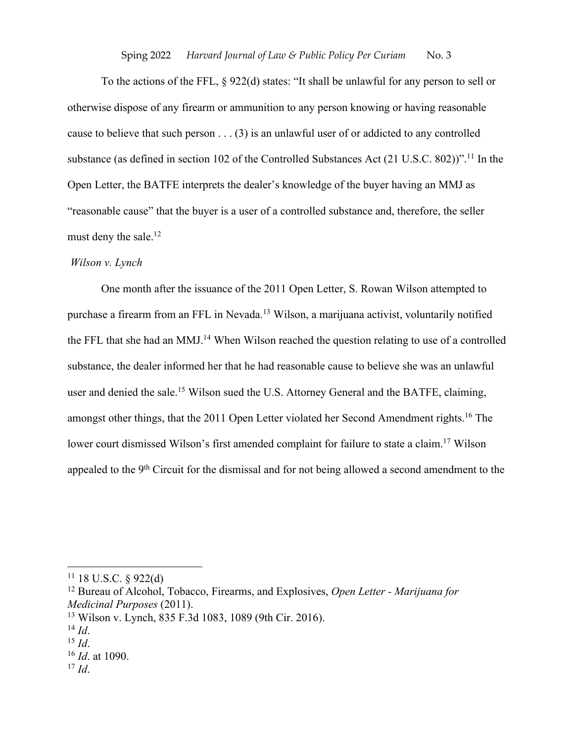To the actions of the FFL, § 922(d) states: "It shall be unlawful for any person to sell or otherwise dispose of any firearm or ammunition to any person knowing or having reasonable cause to believe that such person . . . (3) is an unlawful user of or addicted to any controlled substance (as defined in section 102 of the Controlled Substances Act (21 U.S.C. 802))".[11] In the Open Letter, the BATFE interprets the dealer's knowledge of the buyer having an MMJ as "reasonable cause" that the buyer is a user of a controlled substance and, therefore, the seller must deny the sale.[12]

*Wilson v. Lynch*

One month after the issuance of the 2011 Open Letter, S. Rowan Wilson attempted to purchase a firearm from an FFL in Nevada.[13] Wilson, a marijuana activist, voluntarily notified the FFL that she had an MMJ.[14] When Wilson reached the question relating to use of a controlled substance, the dealer informed her that he had reasonable cause to believe she was an unlawful user and denied the sale.[15] Wilson sued the U.S. Attorney General and the BATFE, claiming, amongst other things, that the 2011 Open Letter violated her Second Amendment rights.[16] The lower court dismissed Wilson's first amended complaint for failure to state a claim.[17] Wilson appealed to the 9th Circuit for the dismissal and for not being allowed a second amendment to the

---

[11] 18 U.S.C. § 922(d)

[12] Bureau of Alcohol, Tobacco, Firearms, and Explosives, *Open Letter - Marijuana for Medicinal Purposes* (2011).

[13] Wilson v. Lynch, 835 F.3d 1083, 1089 (9th Cir. 2016).

[14] *Id*.

[15] *Id*.

[16] *Id*. at 1090.

[17] *Id*.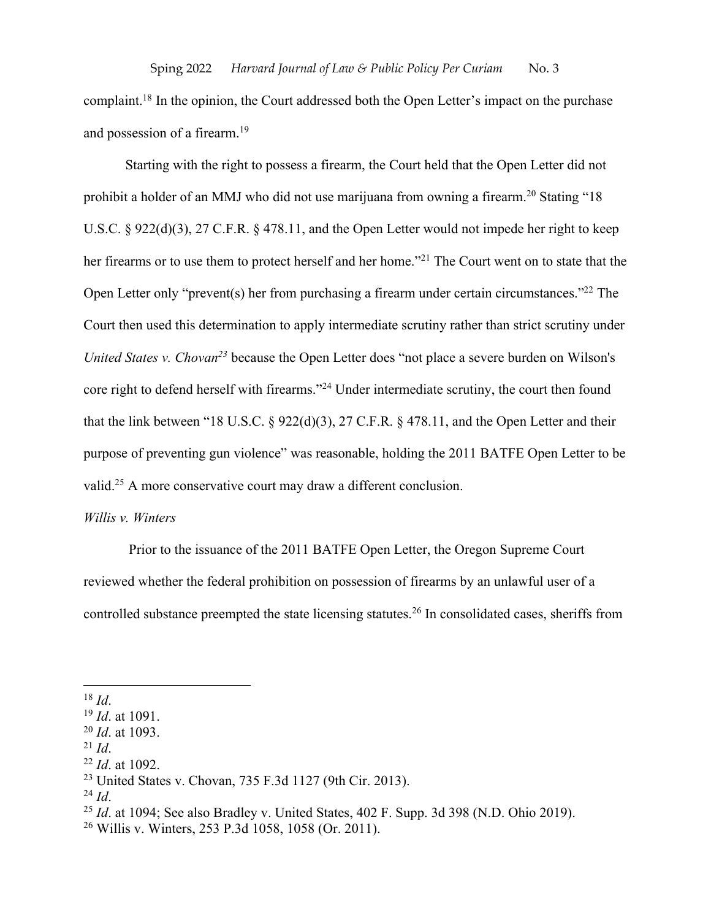complaint.[18] In the opinion, the Court addressed both the Open Letter's impact on the purchase and possession of a firearm.[19]

Starting with the right to possess a firearm, the Court held that the Open Letter did not prohibit a holder of an MMJ who did not use marijuana from owning a firearm.[20] Stating "18 U.S.C. § 922(d)(3), 27 C.F.R. § 478.11, and the Open Letter would not impede her right to keep her firearms or to use them to protect herself and her home."[21] The Court went on to state that the Open Letter only "prevent(s) her from purchasing a firearm under certain circumstances."[22] The Court then used this determination to apply intermediate scrutiny rather than strict scrutiny under *United States v. Chovan*[23] because the Open Letter does "not place a severe burden on Wilson's core right to defend herself with firearms."[24] Under intermediate scrutiny, the court then found that the link between "18 U.S.C. § 922(d)(3), 27 C.F.R. § 478.11, and the Open Letter and their purpose of preventing gun violence" was reasonable, holding the 2011 BATFE Open Letter to be valid.[25] A more conservative court may draw a different conclusion.

*Willis v. Winters*

Prior to the issuance of the 2011 BATFE Open Letter, the Oregon Supreme Court reviewed whether the federal prohibition on possession of firearms by an unlawful user of a controlled substance preempted the state licensing statutes.[26] In consolidated cases, sheriffs from

---

[18] *Id*.
[19] *Id*. at 1091.
[20] *Id*. at 1093.
[21] *Id*.
[22] *Id*. at 1092.
[23] United States v. Chovan, 735 F.3d 1127 (9th Cir. 2013).
[24] *Id*.
[25] *Id*. at 1094; See also Bradley v. United States, 402 F. Supp. 3d 398 (N.D. Ohio 2019).
[26] Willis v. Winters, 253 P.3d 1058, 1058 (Or. 2011).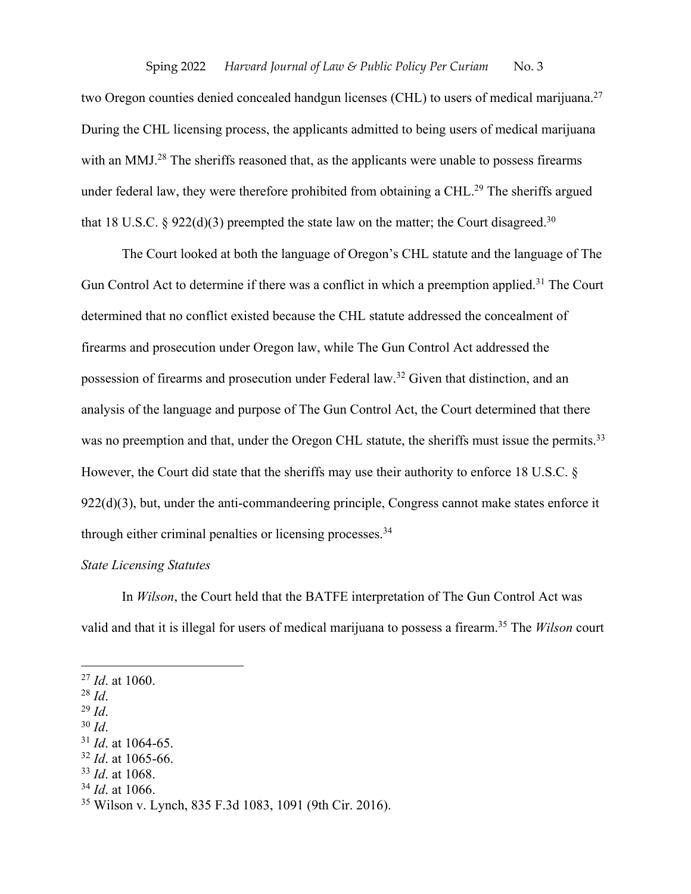two Oregon counties denied concealed handgun licenses (CHL) to users of medical marijuana.[27] During the CHL licensing process, the applicants admitted to being users of medical marijuana with an MMJ.[28] The sheriffs reasoned that, as the applicants were unable to possess firearms under federal law, they were therefore prohibited from obtaining a CHL.[29] The sheriffs argued that 18 U.S.C. § 922(d)(3) preempted the state law on the matter; the Court disagreed.[30]

The Court looked at both the language of Oregon's CHL statute and the language of The Gun Control Act to determine if there was a conflict in which a preemption applied.[31] The Court determined that no conflict existed because the CHL statute addressed the concealment of firearms and prosecution under Oregon law, while The Gun Control Act addressed the possession of firearms and prosecution under Federal law.[32] Given that distinction, and an analysis of the language and purpose of The Gun Control Act, the Court determined that there was no preemption and that, under the Oregon CHL statute, the sheriffs must issue the permits.[33] However, the Court did state that the sheriffs may use their authority to enforce 18 U.S.C. § 922(d)(3), but, under the anti-commandeering principle, Congress cannot make states enforce it through either criminal penalties or licensing processes.[34]

*State Licensing Statutes*

In *Wilson*, the Court held that the BATFE interpretation of The Gun Control Act was valid and that it is illegal for users of medical marijuana to possess a firearm.[35] The *Wilson* court

---

[27] *Id*. at 1060.

[28] *Id*.

[29] *Id*.

[30] *Id*.

[31] *Id*. at 1064-65.

[32] *Id*. at 1065-66.

[33] *Id*. at 1068.

[34] *Id*. at 1066.

[35] Wilson v. Lynch, 835 F.3d 1083, 1091 (9th Cir. 2016).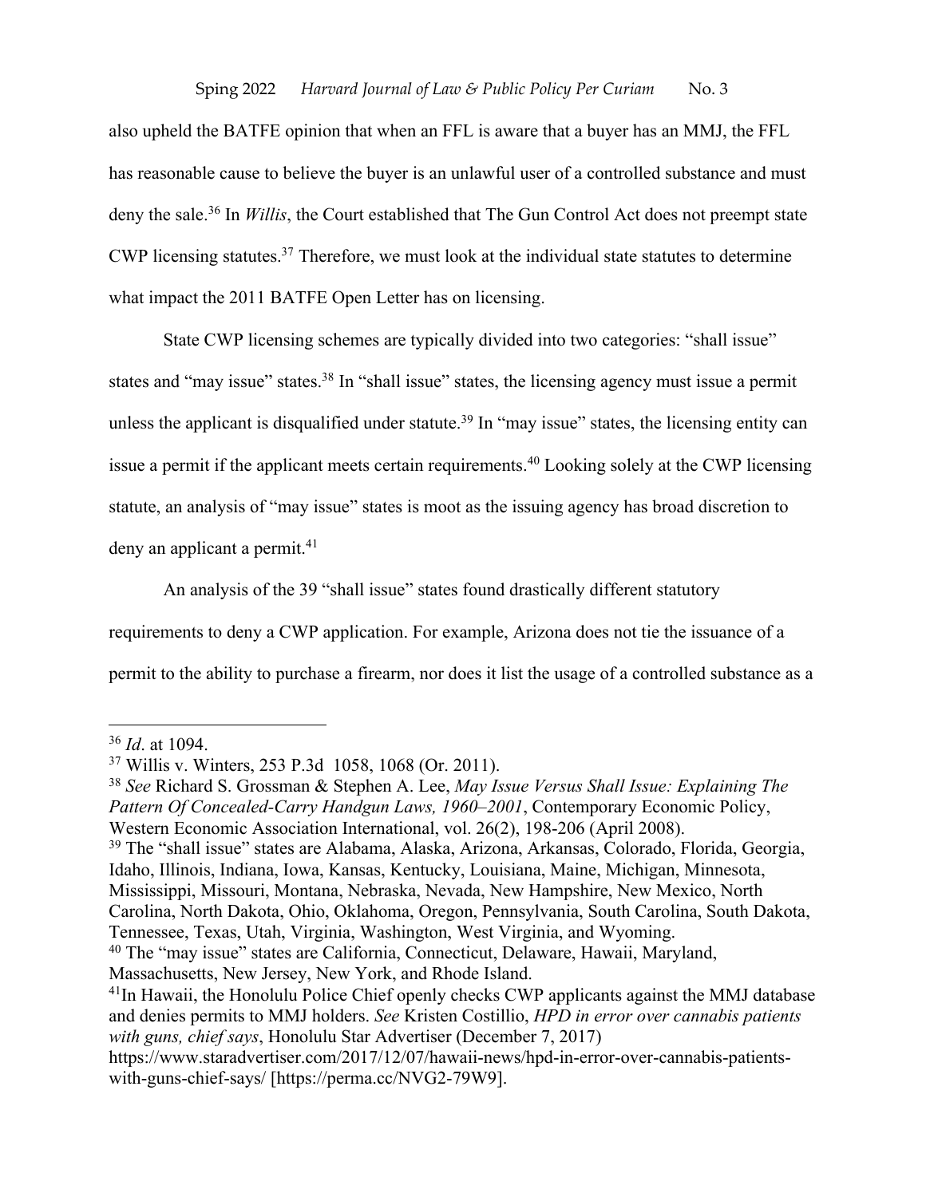also upheld the BATFE opinion that when an FFL is aware that a buyer has an MMJ, the FFL has reasonable cause to believe the buyer is an unlawful user of a controlled substance and must deny the sale.[36] In *Willis*, the Court established that The Gun Control Act does not preempt state CWP licensing statutes.[37] Therefore, we must look at the individual state statutes to determine what impact the 2011 BATFE Open Letter has on licensing.

State CWP licensing schemes are typically divided into two categories: "shall issue" states and "may issue" states.[38] In "shall issue" states, the licensing agency must issue a permit unless the applicant is disqualified under statute.[39] In "may issue" states, the licensing entity can issue a permit if the applicant meets certain requirements.[40] Looking solely at the CWP licensing statute, an analysis of "may issue" states is moot as the issuing agency has broad discretion to deny an applicant a permit.[41]

An analysis of the 39 "shall issue" states found drastically different statutory requirements to deny a CWP application. For example, Arizona does not tie the issuance of a permit to the ability to purchase a firearm, nor does it list the usage of a controlled substance as a

---

[36] *Id*. at 1094.

[37] Willis v. Winters, 253 P.3d 1058, 1068 (Or. 2011).

[38] *See* Richard S. Grossman & Stephen A. Lee, *May Issue Versus Shall Issue: Explaining The Pattern Of Concealed-Carry Handgun Laws, 1960–2001*, Contemporary Economic Policy, Western Economic Association International, vol. 26(2), 198-206 (April 2008).

[39] The "shall issue" states are Alabama, Alaska, Arizona, Arkansas, Colorado, Florida, Georgia, Idaho, Illinois, Indiana, Iowa, Kansas, Kentucky, Louisiana, Maine, Michigan, Minnesota, Mississippi, Missouri, Montana, Nebraska, Nevada, New Hampshire, New Mexico, North Carolina, North Dakota, Ohio, Oklahoma, Oregon, Pennsylvania, South Carolina, South Dakota, Tennessee, Texas, Utah, Virginia, Washington, West Virginia, and Wyoming.

[40] The "may issue" states are California, Connecticut, Delaware, Hawaii, Maryland, Massachusetts, New Jersey, New York, and Rhode Island.

[41] In Hawaii, the Honolulu Police Chief openly checks CWP applicants against the MMJ database and denies permits to MMJ holders. *See* Kristen Costillio, *HPD in error over cannabis patients with guns, chief says*, Honolulu Star Advertiser (December 7, 2017) https://www.staradvertiser.com/2017/12/07/hawaii-news/hpd-in-error-over-cannabis-patients-with-guns-chief-says/ [https://perma.cc/NVG2-79W9].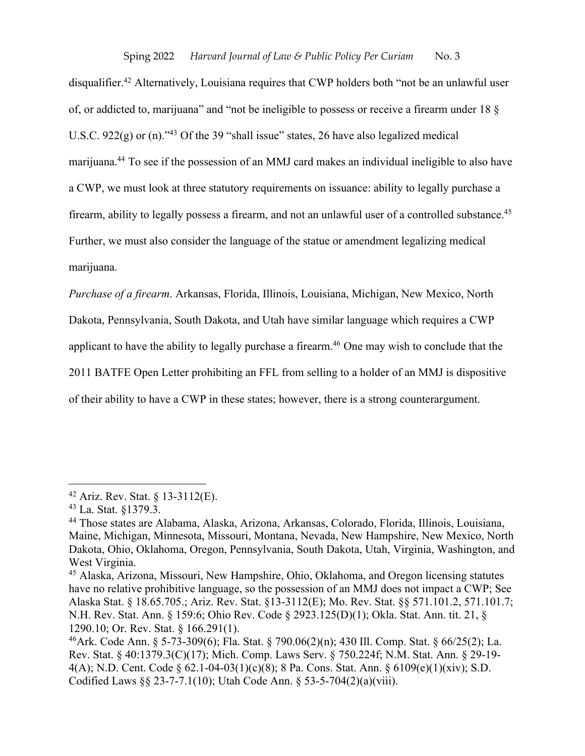disqualifier.[42] Alternatively, Louisiana requires that CWP holders both "not be an unlawful user of, or addicted to, marijuana" and "not be ineligible to possess or receive a firearm under 18 § U.S.C. 922(g) or (n)."[43] Of the 39 "shall issue" states, 26 have also legalized medical marijuana.[44] To see if the possession of an MMJ card makes an individual ineligible to also have a CWP, we must look at three statutory requirements on issuance: ability to legally purchase a firearm, ability to legally possess a firearm, and not an unlawful user of a controlled substance.[45] Further, we must also consider the language of the statue or amendment legalizing medical marijuana.

*Purchase of a firearm*. Arkansas, Florida, Illinois, Louisiana, Michigan, New Mexico, North Dakota, Pennsylvania, South Dakota, and Utah have similar language which requires a CWP applicant to have the ability to legally purchase a firearm.[46] One may wish to conclude that the 2011 BATFE Open Letter prohibiting an FFL from selling to a holder of an MMJ is dispositive of their ability to have a CWP in these states; however, there is a strong counterargument.

---

[42] Ariz. Rev. Stat. § 13-3112(E).

[43] La. Stat. §1379.3.

[44] Those states are Alabama, Alaska, Arizona, Arkansas, Colorado, Florida, Illinois, Louisiana, Maine, Michigan, Minnesota, Missouri, Montana, Nevada, New Hampshire, New Mexico, North Dakota, Ohio, Oklahoma, Oregon, Pennsylvania, South Dakota, Utah, Virginia, Washington, and West Virginia.

[45] Alaska, Arizona, Missouri, New Hampshire, Ohio, Oklahoma, and Oregon licensing statutes have no relative prohibitive language, so the possession of an MMJ does not impact a CWP; See Alaska Stat. § 18.65.705.; Ariz. Rev. Stat. §13-3112(E); Mo. Rev. Stat. §§ 571.101.2, 571.101.7; N.H. Rev. Stat. Ann. § 159:6; Ohio Rev. Code § 2923.125(D)(1); Okla. Stat. Ann. tit. 21, § 1290.10; Or. Rev. Stat. § 166.291(1).

[46] Ark. Code Ann. § 5-73-309(6); Fla. Stat. § 790.06(2)(n); 430 Ill. Comp. Stat. § 66/25(2); La. Rev. Stat. § 40:1379.3(C)(17); Mich. Comp. Laws Serv. § 750.224f; N.M. Stat. Ann. § 29-19-4(A); N.D. Cent. Code § 62.1-04-03(1)(c)(8); 8 Pa. Cons. Stat. Ann. § 6109(e)(1)(xiv); S.D. Codified Laws §§ 23-7-7.1(10); Utah Code Ann. § 53-5-704(2)(a)(viii).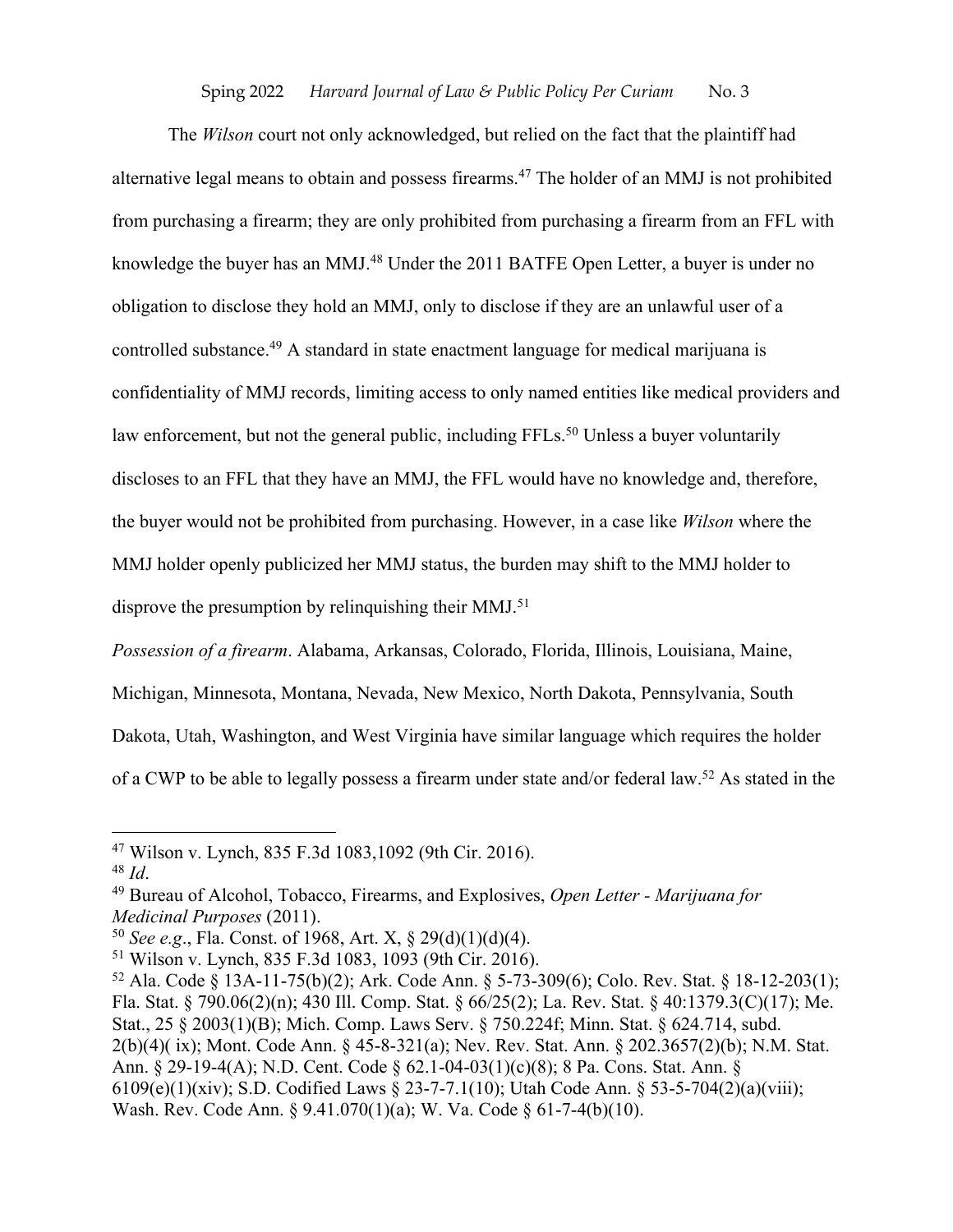The *Wilson* court not only acknowledged, but relied on the fact that the plaintiff had alternative legal means to obtain and possess firearms.[47] The holder of an MMJ is not prohibited from purchasing a firearm; they are only prohibited from purchasing a firearm from an FFL with knowledge the buyer has an MMJ.[48] Under the 2011 BATFE Open Letter, a buyer is under no obligation to disclose they hold an MMJ, only to disclose if they are an unlawful user of a controlled substance.[49] A standard in state enactment language for medical marijuana is confidentiality of MMJ records, limiting access to only named entities like medical providers and law enforcement, but not the general public, including FFLs.[50] Unless a buyer voluntarily discloses to an FFL that they have an MMJ, the FFL would have no knowledge and, therefore, the buyer would not be prohibited from purchasing. However, in a case like *Wilson* where the MMJ holder openly publicized her MMJ status, the burden may shift to the MMJ holder to disprove the presumption by relinquishing their MMJ.[51]

*Possession of a firearm*. Alabama, Arkansas, Colorado, Florida, Illinois, Louisiana, Maine, Michigan, Minnesota, Montana, Nevada, New Mexico, North Dakota, Pennsylvania, South Dakota, Utah, Washington, and West Virginia have similar language which requires the holder of a CWP to be able to legally possess a firearm under state and/or federal law.[52] As stated in the

---

[47] Wilson v. Lynch, 835 F.3d 1083,1092 (9th Cir. 2016).

[48] *Id*.

[49] Bureau of Alcohol, Tobacco, Firearms, and Explosives, *Open Letter - Marijuana for Medicinal Purposes* (2011).

[50] *See e.g*., Fla. Const. of 1968, Art. X, § 29(d)(1)(d)(4).

[51] Wilson v. Lynch, 835 F.3d 1083, 1093 (9th Cir. 2016).

[52] Ala. Code § 13A-11-75(b)(2); Ark. Code Ann. § 5-73-309(6); Colo. Rev. Stat. § 18-12-203(1); Fla. Stat. § 790.06(2)(n); 430 Ill. Comp. Stat. § 66/25(2); La. Rev. Stat. § 40:1379.3(C)(17); Me. Stat., 25 § 2003(1)(B); Mich. Comp. Laws Serv. § 750.224f; Minn. Stat. § 624.714, subd. 2(b)(4)( ix); Mont. Code Ann. § 45-8-321(a); Nev. Rev. Stat. Ann. § 202.3657(2)(b); N.M. Stat. Ann. § 29-19-4(A); N.D. Cent. Code § 62.1-04-03(1)(c)(8); 8 Pa. Cons. Stat. Ann. § 6109(e)(1)(xiv); S.D. Codified Laws § 23-7-7.1(10); Utah Code Ann. § 53-5-704(2)(a)(viii); Wash. Rev. Code Ann. § 9.41.070(1)(a); W. Va. Code § 61-7-4(b)(10).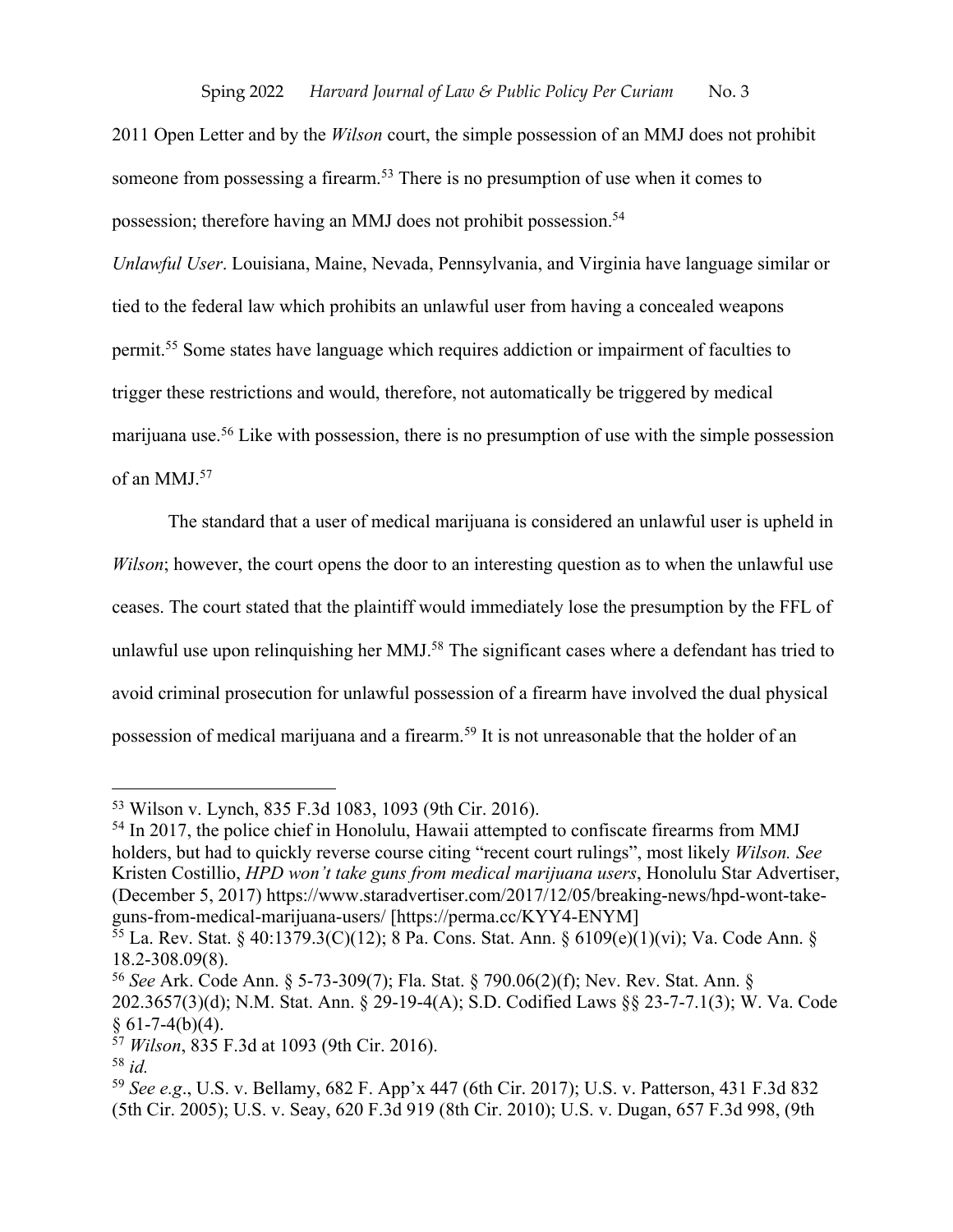2011 Open Letter and by the *Wilson* court, the simple possession of an MMJ does not prohibit someone from possessing a firearm.[53] There is no presumption of use when it comes to possession; therefore having an MMJ does not prohibit possession.[54]

*Unlawful User*. Louisiana, Maine, Nevada, Pennsylvania, and Virginia have language similar or tied to the federal law which prohibits an unlawful user from having a concealed weapons permit.[55] Some states have language which requires addiction or impairment of faculties to trigger these restrictions and would, therefore, not automatically be triggered by medical marijuana use.[56] Like with possession, there is no presumption of use with the simple possession of an MMJ.[57]

The standard that a user of medical marijuana is considered an unlawful user is upheld in *Wilson*; however, the court opens the door to an interesting question as to when the unlawful use ceases. The court stated that the plaintiff would immediately lose the presumption by the FFL of unlawful use upon relinquishing her MMJ.[58] The significant cases where a defendant has tried to avoid criminal prosecution for unlawful possession of a firearm have involved the dual physical possession of medical marijuana and a firearm.[59] It is not unreasonable that the holder of an

---

[53] Wilson v. Lynch, 835 F.3d 1083, 1093 (9th Cir. 2016).

[54] In 2017, the police chief in Honolulu, Hawaii attempted to confiscate firearms from MMJ holders, but had to quickly reverse course citing "recent court rulings", most likely *Wilson. See* Kristen Costillio, *HPD won't take guns from medical marijuana users*, Honolulu Star Advertiser, (December 5, 2017) https://www.staradvertiser.com/2017/12/05/breaking-news/hpd-wont-take-guns-from-medical-marijuana-users/ [https://perma.cc/KYY4-ENYM]

[55] La. Rev. Stat. § 40:1379.3(C)(12); 8 Pa. Cons. Stat. Ann. § 6109(e)(1)(vi); Va. Code Ann. § 18.2-308.09(8).

[56] *See* Ark. Code Ann. § 5-73-309(7); Fla. Stat. § 790.06(2)(f); Nev. Rev. Stat. Ann. § 202.3657(3)(d); N.M. Stat. Ann. § 29-19-4(A); S.D. Codified Laws §§ 23-7-7.1(3); W. Va. Code § 61-7-4(b)(4).

[57] *Wilson*, 835 F.3d at 1093 (9th Cir. 2016).

[58] *id.*

[59] *See e.g.*, U.S. v. Bellamy, 682 F. App'x 447 (6th Cir. 2017); U.S. v. Patterson, 431 F.3d 832 (5th Cir. 2005); U.S. v. Seay, 620 F.3d 919 (8th Cir. 2010); U.S. v. Dugan, 657 F.3d 998, (9th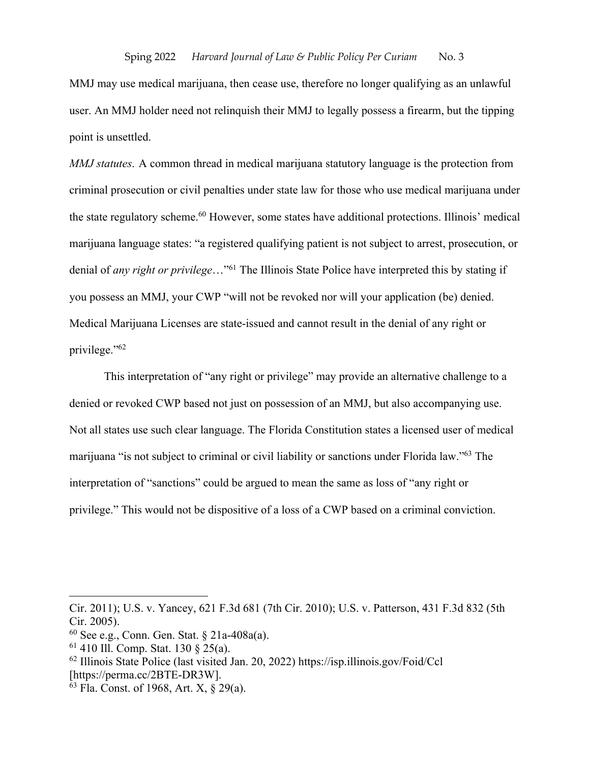MMJ may use medical marijuana, then cease use, therefore no longer qualifying as an unlawful user. An MMJ holder need not relinquish their MMJ to legally possess a firearm, but the tipping point is unsettled.

*MMJ statutes*. A common thread in medical marijuana statutory language is the protection from criminal prosecution or civil penalties under state law for those who use medical marijuana under the state regulatory scheme.[60] However, some states have additional protections. Illinois' medical marijuana language states: "a registered qualifying patient is not subject to arrest, prosecution, or denial of *any right or privilege*…"[61] The Illinois State Police have interpreted this by stating if you possess an MMJ, your CWP "will not be revoked nor will your application (be) denied. Medical Marijuana Licenses are state-issued and cannot result in the denial of any right or privilege."[62]

This interpretation of "any right or privilege" may provide an alternative challenge to a denied or revoked CWP based not just on possession of an MMJ, but also accompanying use. Not all states use such clear language. The Florida Constitution states a licensed user of medical marijuana "is not subject to criminal or civil liability or sanctions under Florida law."[63] The interpretation of "sanctions" could be argued to mean the same as loss of "any right or privilege." This would not be dispositive of a loss of a CWP based on a criminal conviction.

---

Cir. 2011); U.S. v. Yancey, 621 F.3d 681 (7th Cir. 2010); U.S. v. Patterson, 431 F.3d 832 (5th Cir. 2005).

[60] See e.g., Conn. Gen. Stat. § 21a-408a(a).

[61] 410 Ill. Comp. Stat. 130 § 25(a).

[62] Illinois State Police (last visited Jan. 20, 2022) https://isp.illinois.gov/Foid/Ccl [https://perma.cc/2BTE-DR3W].

[63] Fla. Const. of 1968, Art. X, § 29(a).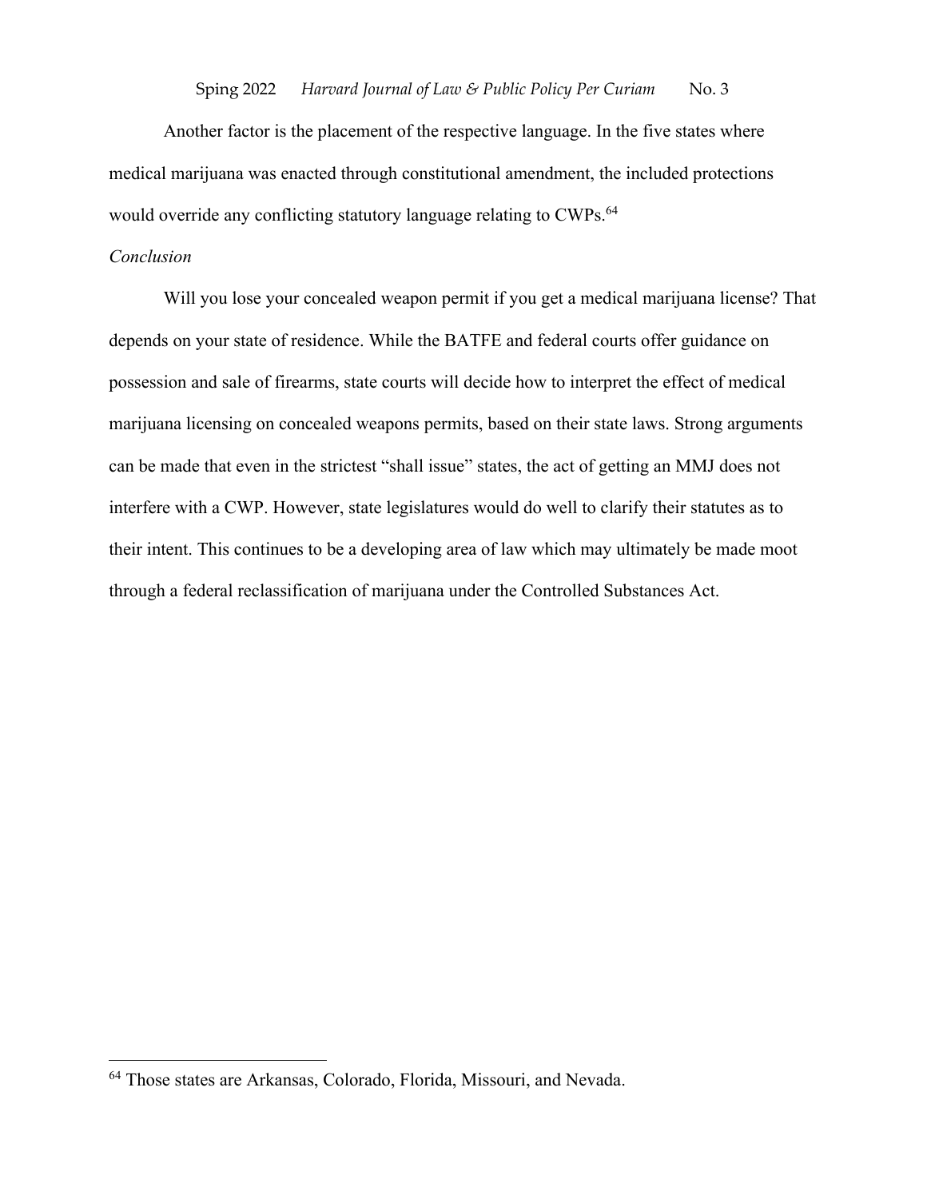Another factor is the placement of the respective language. In the five states where medical marijuana was enacted through constitutional amendment, the included protections would override any conflicting statutory language relating to CWPs.[64]

*Conclusion*

Will you lose your concealed weapon permit if you get a medical marijuana license? That depends on your state of residence. While the BATFE and federal courts offer guidance on possession and sale of firearms, state courts will decide how to interpret the effect of medical marijuana licensing on concealed weapons permits, based on their state laws. Strong arguments can be made that even in the strictest "shall issue" states, the act of getting an MMJ does not interfere with a CWP. However, state legislatures would do well to clarify their statutes as to their intent. This continues to be a developing area of law which may ultimately be made moot through a federal reclassification of marijuana under the Controlled Substances Act.

---

[64] Those states are Arkansas, Colorado, Florida, Missouri, and Nevada.